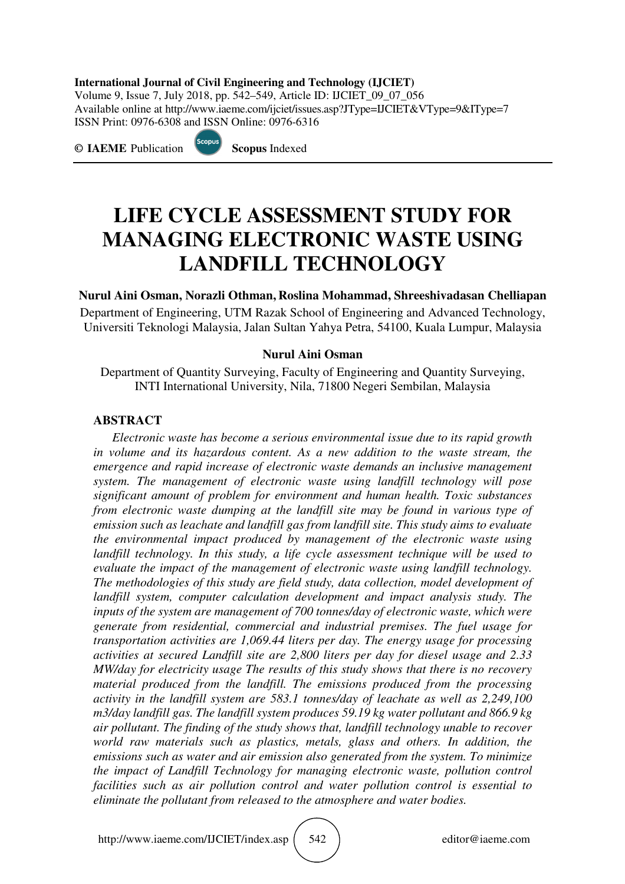**International Journal of Civil Engineering and Technology (IJCIET)**
Volume 9, Issue 7, July 2018, pp. 542–549, Article ID: IJCIET_09_07_056
Available online at http://www.iaeme.com/ijciet/issues.asp?JType=IJCIET&VType=9&IType=7
ISSN Print: 0976-6308 and ISSN Online: 0976-6316

© **IAEME** Publication **Scopus** Indexed

# LIFE CYCLE ASSESSMENT STUDY FOR MANAGING ELECTRONIC WASTE USING LANDFILL TECHNOLOGY

**Nurul Aini Osman, Norazli Othman, Roslina Mohammad, Shreeshivadasan Chelliapan**

Department of Engineering, UTM Razak School of Engineering and Advanced Technology, Universiti Teknologi Malaysia, Jalan Sultan Yahya Petra, 54100, Kuala Lumpur, Malaysia

**Nurul Aini Osman**

Department of Quantity Surveying, Faculty of Engineering and Quantity Surveying, INTI International University, Nila, 71800 Negeri Sembilan, Malaysia

## ABSTRACT

*Electronic waste has become a serious environmental issue due to its rapid growth in volume and its hazardous content. As a new addition to the waste stream, the emergence and rapid increase of electronic waste demands an inclusive management system. The management of electronic waste using landfill technology will pose significant amount of problem for environment and human health. Toxic substances from electronic waste dumping at the landfill site may be found in various type of emission such as leachate and landfill gas from landfill site. This study aims to evaluate the environmental impact produced by management of the electronic waste using landfill technology. In this study, a life cycle assessment technique will be used to evaluate the impact of the management of electronic waste using landfill technology. The methodologies of this study are field study, data collection, model development of landfill system, computer calculation development and impact analysis study. The inputs of the system are management of 700 tonnes/day of electronic waste, which were generate from residential, commercial and industrial premises. The fuel usage for transportation activities are 1,069.44 liters per day. The energy usage for processing activities at secured Landfill site are 2,800 liters per day for diesel usage and 2.33 MW/day for electricity usage The results of this study shows that there is no recovery material produced from the landfill. The emissions produced from the processing activity in the landfill system are 583.1 tonnes/day of leachate as well as 2,249,100 m3/day landfill gas. The landfill system produces 59.19 kg water pollutant and 866.9 kg air pollutant. The finding of the study shows that, landfill technology unable to recover world raw materials such as plastics, metals, glass and others. In addition, the emissions such as water and air emission also generated from the system. To minimize the impact of Landfill Technology for managing electronic waste, pollution control facilities such as air pollution control and water pollution control is essential to eliminate the pollutant from released to the atmosphere and water bodies.*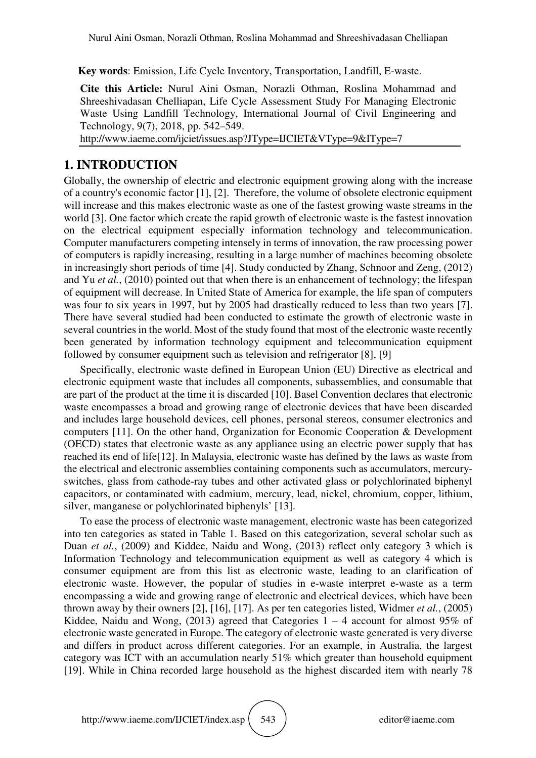**Key words**: Emission, Life Cycle Inventory, Transportation, Landfill, E-waste.

**Cite this Article:** Nurul Aini Osman, Norazli Othman, Roslina Mohammad and Shreeshivadasan Chelliapan, Life Cycle Assessment Study For Managing Electronic Waste Using Landfill Technology, International Journal of Civil Engineering and Technology, 9(7), 2018, pp. 542–549.
http://www.iaeme.com/ijciet/issues.asp?JType=IJCIET&VType=9&IType=7

## 1. INTRODUCTION

Globally, the ownership of electric and electronic equipment growing along with the increase of a country's economic factor [1], [2]. Therefore, the volume of obsolete electronic equipment will increase and this makes electronic waste as one of the fastest growing waste streams in the world [3]. One factor which create the rapid growth of electronic waste is the fastest innovation on the electrical equipment especially information technology and telecommunication. Computer manufacturers competing intensely in terms of innovation, the raw processing power of computers is rapidly increasing, resulting in a large number of machines becoming obsolete in increasingly short periods of time [4]. Study conducted by Zhang, Schnoor and Zeng, (2012) and Yu *et al.*, (2010) pointed out that when there is an enhancement of technology; the lifespan of equipment will decrease. In United State of America for example, the life span of computers was four to six years in 1997, but by 2005 had drastically reduced to less than two years [7]. There have several studied had been conducted to estimate the growth of electronic waste in several countries in the world. Most of the study found that most of the electronic waste recently been generated by information technology equipment and telecommunication equipment followed by consumer equipment such as television and refrigerator [8], [9]

Specifically, electronic waste defined in European Union (EU) Directive as electrical and electronic equipment waste that includes all components, subassemblies, and consumable that are part of the product at the time it is discarded [10]. Basel Convention declares that electronic waste encompasses a broad and growing range of electronic devices that have been discarded and includes large household devices, cell phones, personal stereos, consumer electronics and computers [11]. On the other hand, Organization for Economic Cooperation & Development (OECD) states that electronic waste as any appliance using an electric power supply that has reached its end of life[12]. In Malaysia, electronic waste has defined by the laws as waste from the electrical and electronic assemblies containing components such as accumulators, mercury-switches, glass from cathode-ray tubes and other activated glass or polychlorinated biphenyl capacitors, or contaminated with cadmium, mercury, lead, nickel, chromium, copper, lithium, silver, manganese or polychlorinated biphenyls' [13].

To ease the process of electronic waste management, electronic waste has been categorized into ten categories as stated in Table 1. Based on this categorization, several scholar such as Duan *et al.*, (2009) and Kiddee, Naidu and Wong, (2013) reflect only category 3 which is Information Technology and telecommunication equipment as well as category 4 which is consumer equipment are from this list as electronic waste, leading to an clarification of electronic waste. However, the popular of studies in e-waste interpret e-waste as a term encompassing a wide and growing range of electronic and electrical devices, which have been thrown away by their owners [2], [16], [17]. As per ten categories listed, Widmer *et al.*, (2005) Kiddee, Naidu and Wong, (2013) agreed that Categories 1 – 4 account for almost 95% of electronic waste generated in Europe. The category of electronic waste generated is very diverse and differs in product across different categories. For an example, in Australia, the largest category was ICT with an accumulation nearly 51% which greater than household equipment [19]. While in China recorded large household as the highest discarded item with nearly 78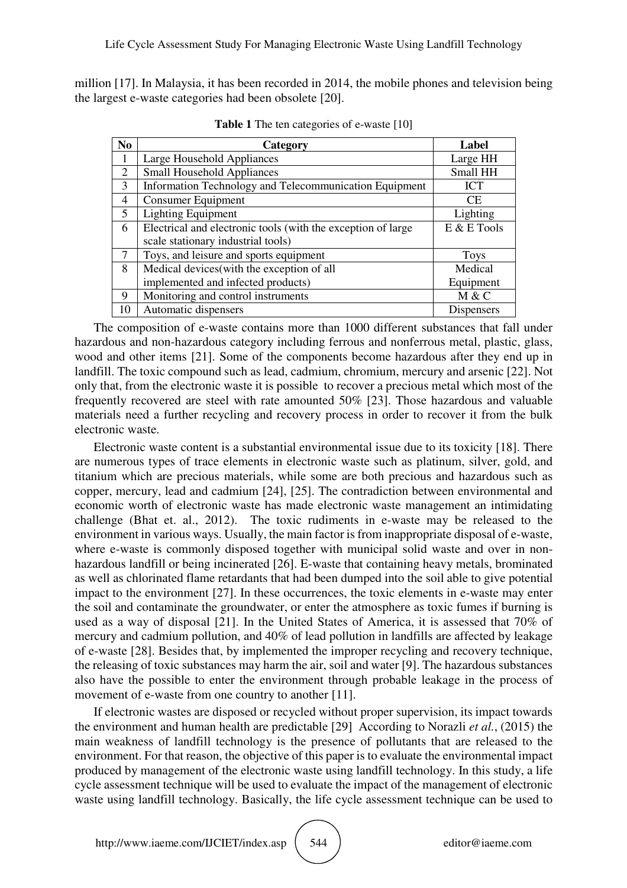million [17]. In Malaysia, it has been recorded in 2014, the mobile phones and television being the largest e-waste categories had been obsolete [20].

**Table 1** The ten categories of e-waste [10]

| No | Category | Label |
|---|---|---|
| 1 | Large Household Appliances | Large HH |
| 2 | Small Household Appliances | Small HH |
| 3 | Information Technology and Telecommunication Equipment | ICT |
| 4 | Consumer Equipment | CE |
| 5 | Lighting Equipment | Lighting |
| 6 | Electrical and electronic tools (with the exception of large scale stationary industrial tools) | E & E Tools |
| 7 | Toys, and leisure and sports equipment | Toys |
| 8 | Medical devices(with the exception of all implemented and infected products) | Medical Equipment |
| 9 | Monitoring and control instruments | M & C |
| 10 | Automatic dispensers | Dispensers |

The composition of e-waste contains more than 1000 different substances that fall under hazardous and non-hazardous category including ferrous and nonferrous metal, plastic, glass, wood and other items [21]. Some of the components become hazardous after they end up in landfill. The toxic compound such as lead, cadmium, chromium, mercury and arsenic [22]. Not only that, from the electronic waste it is possible to recover a precious metal which most of the frequently recovered are steel with rate amounted 50% [23]. Those hazardous and valuable materials need a further recycling and recovery process in order to recover it from the bulk electronic waste.

Electronic waste content is a substantial environmental issue due to its toxicity [18]. There are numerous types of trace elements in electronic waste such as platinum, silver, gold, and titanium which are precious materials, while some are both precious and hazardous such as copper, mercury, lead and cadmium [24], [25]. The contradiction between environmental and economic worth of electronic waste has made electronic waste management an intimidating challenge (Bhat et. al., 2012). The toxic rudiments in e-waste may be released to the environment in various ways. Usually, the main factor is from inappropriate disposal of e-waste, where e-waste is commonly disposed together with municipal solid waste and over in non-hazardous landfill or being incinerated [26]. E-waste that containing heavy metals, brominated as well as chlorinated flame retardants that had been dumped into the soil able to give potential impact to the environment [27]. In these occurrences, the toxic elements in e-waste may enter the soil and contaminate the groundwater, or enter the atmosphere as toxic fumes if burning is used as a way of disposal [21]. In the United States of America, it is assessed that 70% of mercury and cadmium pollution, and 40% of lead pollution in landfills are affected by leakage of e-waste [28]. Besides that, by implemented the improper recycling and recovery technique, the releasing of toxic substances may harm the air, soil and water [9]. The hazardous substances also have the possible to enter the environment through probable leakage in the process of movement of e-waste from one country to another [11].

If electronic wastes are disposed or recycled without proper supervision, its impact towards the environment and human health are predictable [29] According to Norazli *et al.*, (2015) the main weakness of landfill technology is the presence of pollutants that are released to the environment. For that reason, the objective of this paper is to evaluate the environmental impact produced by management of the electronic waste using landfill technology. In this study, a life cycle assessment technique will be used to evaluate the impact of the management of electronic waste using landfill technology. Basically, the life cycle assessment technique can be used to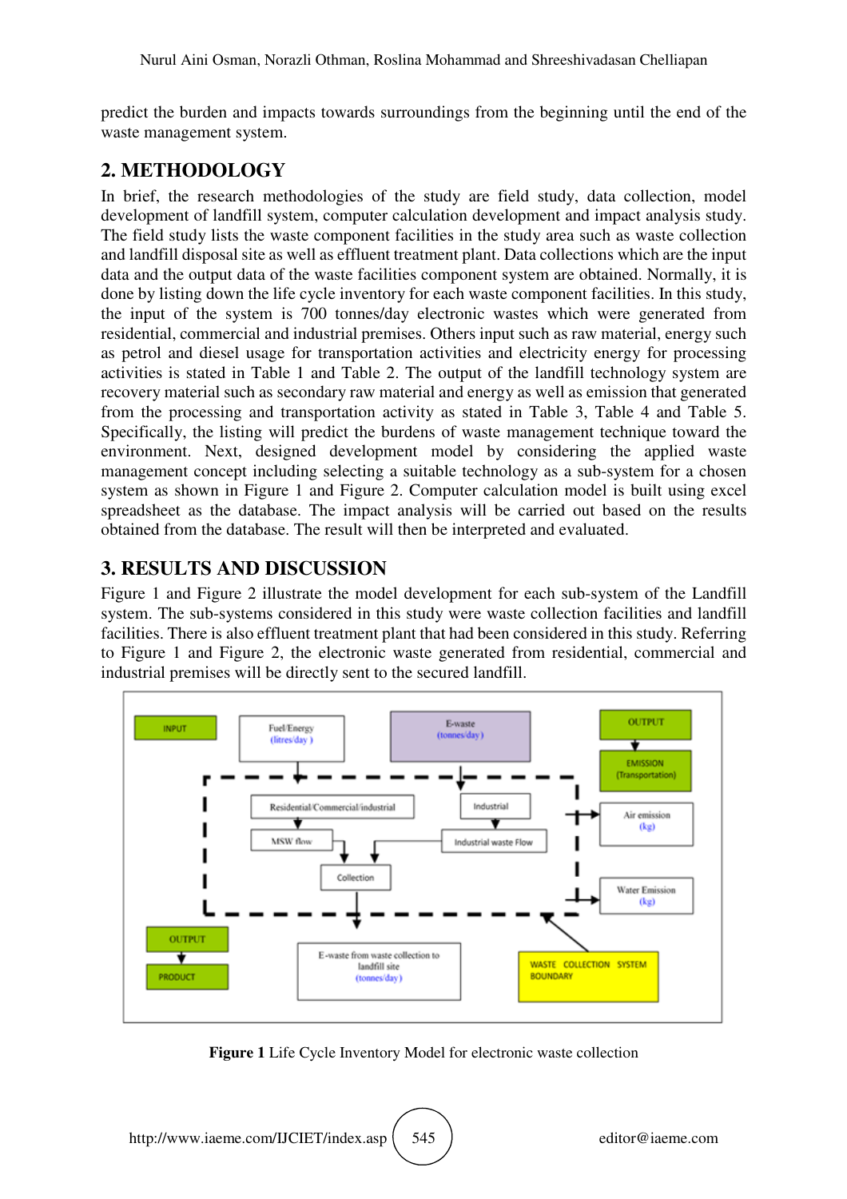predict the burden and impacts towards surroundings from the beginning until the end of the waste management system.

## 2. METHODOLOGY

In brief, the research methodologies of the study are field study, data collection, model development of landfill system, computer calculation development and impact analysis study. The field study lists the waste component facilities in the study area such as waste collection and landfill disposal site as well as effluent treatment plant. Data collections which are the input data and the output data of the waste facilities component system are obtained. Normally, it is done by listing down the life cycle inventory for each waste component facilities. In this study, the input of the system is 700 tonnes/day electronic wastes which were generated from residential, commercial and industrial premises. Others input such as raw material, energy such as petrol and diesel usage for transportation activities and electricity energy for processing activities is stated in Table 1 and Table 2. The output of the landfill technology system are recovery material such as secondary raw material and energy as well as emission that generated from the processing and transportation activity as stated in Table 3, Table 4 and Table 5. Specifically, the listing will predict the burdens of waste management technique toward the environment. Next, designed development model by considering the applied waste management concept including selecting a suitable technology as a sub-system for a chosen system as shown in Figure 1 and Figure 2. Computer calculation model is built using excel spreadsheet as the database. The impact analysis will be carried out based on the results obtained from the database. The result will then be interpreted and evaluated.

## 3. RESULTS AND DISCUSSION

Figure 1 and Figure 2 illustrate the model development for each sub-system of the Landfill system. The sub-systems considered in this study were waste collection facilities and landfill facilities. There is also effluent treatment plant that had been considered in this study. Referring to Figure 1 and Figure 2, the electronic waste generated from residential, commercial and industrial premises will be directly sent to the secured landfill.

**Figure 1** Life Cycle Inventory Model for electronic waste collection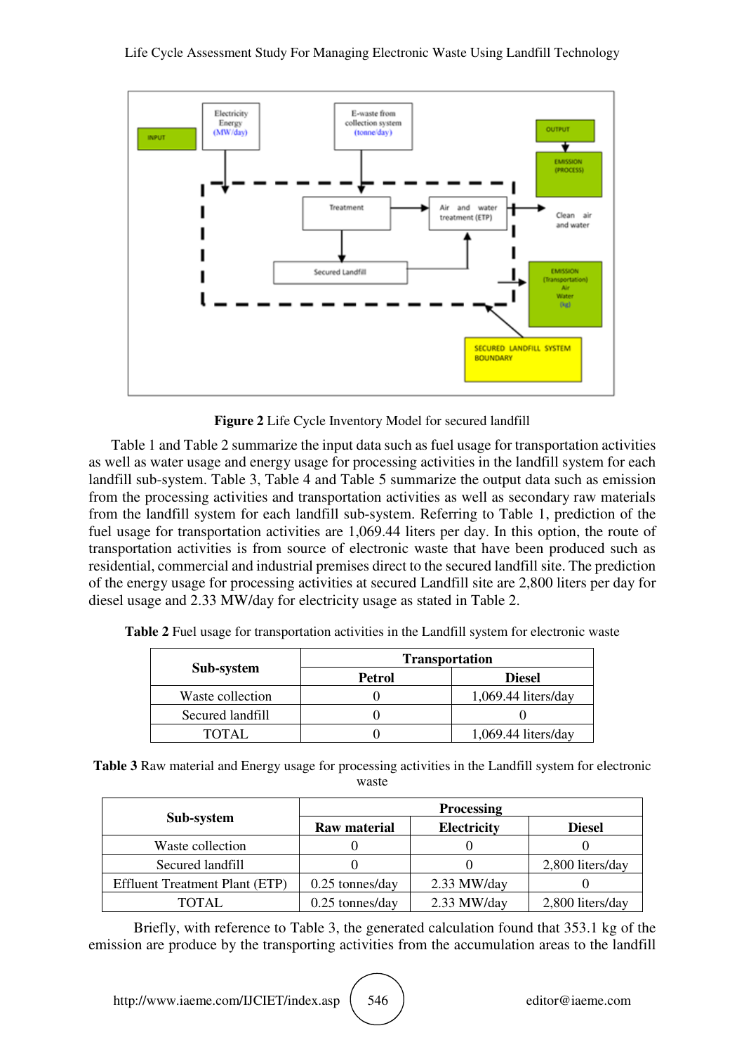**Figure 2** Life Cycle Inventory Model for secured landfill

Table 1 and Table 2 summarize the input data such as fuel usage for transportation activities as well as water usage and energy usage for processing activities in the landfill system for each landfill sub-system. Table 3, Table 4 and Table 5 summarize the output data such as emission from the processing activities and transportation activities as well as secondary raw materials from the landfill system for each landfill sub-system. Referring to Table 1, prediction of the fuel usage for transportation activities are 1,069.44 liters per day. In this option, the route of transportation activities is from source of electronic waste that have been produced such as residential, commercial and industrial premises direct to the secured landfill site. The prediction of the energy usage for processing activities at secured Landfill site are 2,800 liters per day for diesel usage and 2.33 MW/day for electricity usage as stated in Table 2.

**Table 2** Fuel usage for transportation activities in the Landfill system for electronic waste

| Sub-system | Transportation | |
|---|---|---|
| | Petrol | Diesel |
| Waste collection | 0 | 1,069.44 liters/day |
| Secured landfill | 0 | 0 |
| TOTAL | 0 | 1,069.44 liters/day |

**Table 3** Raw material and Energy usage for processing activities in the Landfill system for electronic waste

| Sub-system | Processing | | |
|---|---|---|---|
| | Raw material | Electricity | Diesel |
| Waste collection | 0 | 0 | 0 |
| Secured landfill | 0 | 0 | 2,800 liters/day |
| Effluent Treatment Plant (ETP) | 0.25 tonnes/day | 2.33 MW/day | 0 |
| TOTAL | 0.25 tonnes/day | 2.33 MW/day | 2,800 liters/day |

Briefly, with reference to Table 3, the generated calculation found that 353.1 kg of the emission are produce by the transporting activities from the accumulation areas to the landfill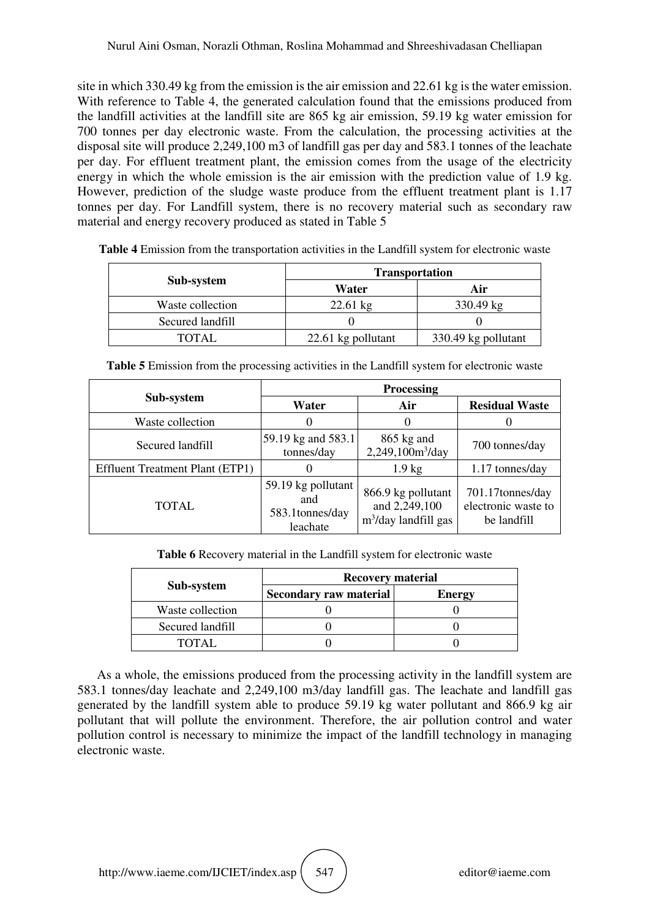site in which 330.49 kg from the emission is the air emission and 22.61 kg is the water emission. With reference to Table 4, the generated calculation found that the emissions produced from the landfill activities at the landfill site are 865 kg air emission, 59.19 kg water emission for 700 tonnes per day electronic waste. From the calculation, the processing activities at the disposal site will produce 2,249,100 m3 of landfill gas per day and 583.1 tonnes of the leachate per day. For effluent treatment plant, the emission comes from the usage of the electricity energy in which the whole emission is the air emission with the prediction value of 1.9 kg. However, prediction of the sludge waste produce from the effluent treatment plant is 1.17 tonnes per day. For Landfill system, there is no recovery material such as secondary raw material and energy recovery produced as stated in Table 5

**Table 4** Emission from the transportation activities in the Landfill system for electronic waste

| Sub-system | Transportation | |
|---|---|---|
| | Water | Air |
| Waste collection | 22.61 kg | 330.49 kg |
| Secured landfill | 0 | 0 |
| TOTAL | 22.61 kg pollutant | 330.49 kg pollutant |

**Table 5** Emission from the processing activities in the Landfill system for electronic waste

| Sub-system | Processing | | |
|---|---|---|---|
| | Water | Air | Residual Waste |
| Waste collection | 0 | 0 | 0 |
| Secured landfill | 59.19 kg and 583.1 tonnes/day | 865 kg and 2,249,100m$^3$/day | 700 tonnes/day |
| Effluent Treatment Plant (ETP1) | 0 | 1.9 kg | 1.17 tonnes/day |
| TOTAL | 59.19 kg pollutant and 583.1tonnes/day leachate | 866.9 kg pollutant and 2,249,100 m$^3$/day landfill gas | 701.17tonnes/day electronic waste to be landfill |

**Table 6** Recovery material in the Landfill system for electronic waste

| Sub-system | Recovery material | |
|---|---|---|
| | Secondary raw material | Energy |
| Waste collection | 0 | 0 |
| Secured landfill | 0 | 0 |
| TOTAL | 0 | 0 |

As a whole, the emissions produced from the processing activity in the landfill system are 583.1 tonnes/day leachate and 2,249,100 m3/day landfill gas. The leachate and landfill gas generated by the landfill system able to produce 59.19 kg water pollutant and 866.9 kg air pollutant that will pollute the environment. Therefore, the air pollution control and water pollution control is necessary to minimize the impact of the landfill technology in managing electronic waste.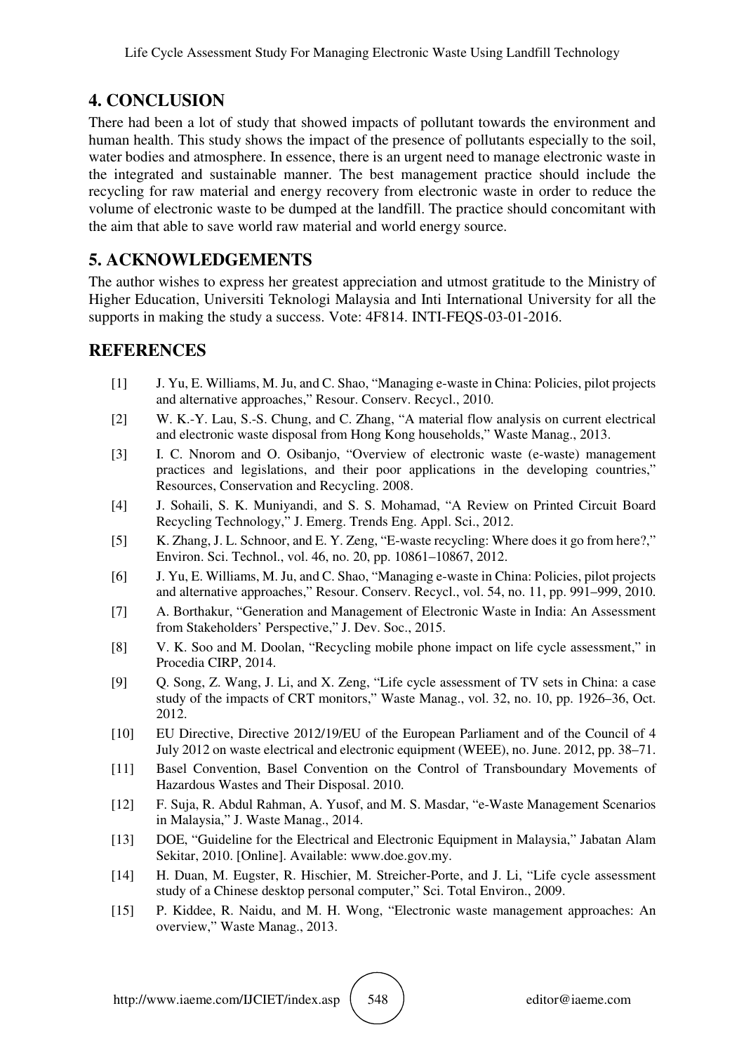## 4. CONCLUSION

There had been a lot of study that showed impacts of pollutant towards the environment and human health. This study shows the impact of the presence of pollutants especially to the soil, water bodies and atmosphere. In essence, there is an urgent need to manage electronic waste in the integrated and sustainable manner. The best management practice should include the recycling for raw material and energy recovery from electronic waste in order to reduce the volume of electronic waste to be dumped at the landfill. The practice should concomitant with the aim that able to save world raw material and world energy source.

## 5. ACKNOWLEDGEMENTS

The author wishes to express her greatest appreciation and utmost gratitude to the Ministry of Higher Education, Universiti Teknologi Malaysia and Inti International University for all the supports in making the study a success. Vote: 4F814. INTI-FEQS-03-01-2016.

## REFERENCES

[1] J. Yu, E. Williams, M. Ju, and C. Shao, "Managing e-waste in China: Policies, pilot projects and alternative approaches," Resour. Conserv. Recycl., 2010.

[2] W. K.-Y. Lau, S.-S. Chung, and C. Zhang, "A material flow analysis on current electrical and electronic waste disposal from Hong Kong households," Waste Manag., 2013.

[3] I. C. Nnorom and O. Osibanjo, "Overview of electronic waste (e-waste) management practices and legislations, and their poor applications in the developing countries," Resources, Conservation and Recycling. 2008.

[4] J. Sohaili, S. K. Muniyandi, and S. S. Mohamad, "A Review on Printed Circuit Board Recycling Technology," J. Emerg. Trends Eng. Appl. Sci., 2012.

[5] K. Zhang, J. L. Schnoor, and E. Y. Zeng, "E-waste recycling: Where does it go from here?," Environ. Sci. Technol., vol. 46, no. 20, pp. 10861–10867, 2012.

[6] J. Yu, E. Williams, M. Ju, and C. Shao, "Managing e-waste in China: Policies, pilot projects and alternative approaches," Resour. Conserv. Recycl., vol. 54, no. 11, pp. 991–999, 2010.

[7] A. Borthakur, "Generation and Management of Electronic Waste in India: An Assessment from Stakeholders' Perspective," J. Dev. Soc., 2015.

[8] V. K. Soo and M. Doolan, "Recycling mobile phone impact on life cycle assessment," in Procedia CIRP, 2014.

[9] Q. Song, Z. Wang, J. Li, and X. Zeng, "Life cycle assessment of TV sets in China: a case study of the impacts of CRT monitors," Waste Manag., vol. 32, no. 10, pp. 1926–36, Oct. 2012.

[10] EU Directive, Directive 2012/19/EU of the European Parliament and of the Council of 4 July 2012 on waste electrical and electronic equipment (WEEE), no. June. 2012, pp. 38–71.

[11] Basel Convention, Basel Convention on the Control of Transboundary Movements of Hazardous Wastes and Their Disposal. 2010.

[12] F. Suja, R. Abdul Rahman, A. Yusof, and M. S. Masdar, "e-Waste Management Scenarios in Malaysia," J. Waste Manag., 2014.

[13] DOE, "Guideline for the Electrical and Electronic Equipment in Malaysia," Jabatan Alam Sekitar, 2010. [Online]. Available: www.doe.gov.my.

[14] H. Duan, M. Eugster, R. Hischier, M. Streicher-Porte, and J. Li, "Life cycle assessment study of a Chinese desktop personal computer," Sci. Total Environ., 2009.

[15] P. Kiddee, R. Naidu, and M. H. Wong, "Electronic waste management approaches: An overview," Waste Manag., 2013.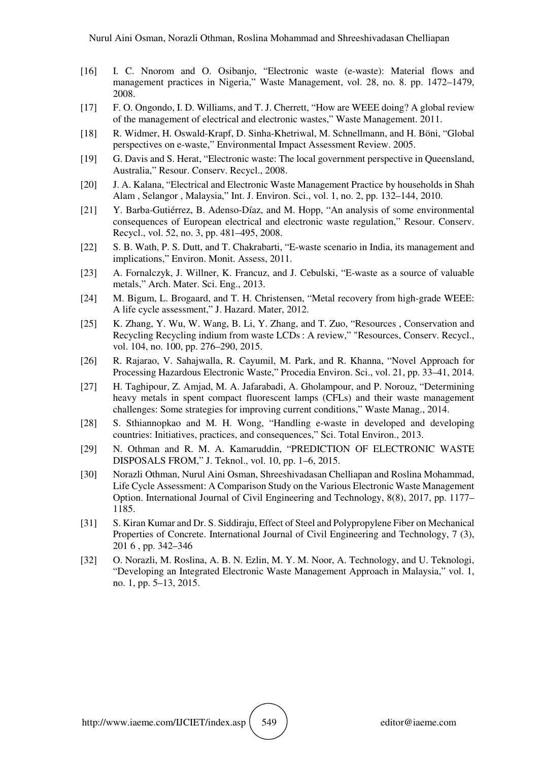[16] I. C. Nnorom and O. Osibanjo, "Electronic waste (e-waste): Material flows and management practices in Nigeria," Waste Management, vol. 28, no. 8. pp. 1472–1479, 2008.

[17] F. O. Ongondo, I. D. Williams, and T. J. Cherrett, "How are WEEE doing? A global review of the management of electrical and electronic wastes," Waste Management. 2011.

[18] R. Widmer, H. Oswald-Krapf, D. Sinha-Khetriwal, M. Schnellmann, and H. Böni, "Global perspectives on e-waste," Environmental Impact Assessment Review. 2005.

[19] G. Davis and S. Herat, "Electronic waste: The local government perspective in Queensland, Australia," Resour. Conserv. Recycl., 2008.

[20] J. A. Kalana, "Electrical and Electronic Waste Management Practice by households in Shah Alam , Selangor , Malaysia," Int. J. Environ. Sci., vol. 1, no. 2, pp. 132–144, 2010.

[21] Y. Barba-Gutiérrez, B. Adenso-Díaz, and M. Hopp, "An analysis of some environmental consequences of European electrical and electronic waste regulation," Resour. Conserv. Recycl., vol. 52, no. 3, pp. 481–495, 2008.

[22] S. B. Wath, P. S. Dutt, and T. Chakrabarti, "E-waste scenario in India, its management and implications," Environ. Monit. Assess, 2011.

[23] A. Fornalczyk, J. Willner, K. Francuz, and J. Cebulski, "E-waste as a source of valuable metals," Arch. Mater. Sci. Eng., 2013.

[24] M. Bigum, L. Brogaard, and T. H. Christensen, "Metal recovery from high-grade WEEE: A life cycle assessment," J. Hazard. Mater, 2012.

[25] K. Zhang, Y. Wu, W. Wang, B. Li, Y. Zhang, and T. Zuo, "Resources , Conservation and Recycling Recycling indium from waste LCDs : A review," "Resources, Conserv. Recycl., vol. 104, no. 100, pp. 276–290, 2015.

[26] R. Rajarao, V. Sahajwalla, R. Cayumil, M. Park, and R. Khanna, "Novel Approach for Processing Hazardous Electronic Waste," Procedia Environ. Sci., vol. 21, pp. 33–41, 2014.

[27] H. Taghipour, Z. Amjad, M. A. Jafarabadi, A. Gholampour, and P. Norouz, "Determining heavy metals in spent compact fluorescent lamps (CFLs) and their waste management challenges: Some strategies for improving current conditions," Waste Manag., 2014.

[28] S. Sthiannopkao and M. H. Wong, "Handling e-waste in developed and developing countries: Initiatives, practices, and consequences," Sci. Total Environ., 2013.

[29] N. Othman and R. M. A. Kamaruddin, "PREDICTION OF ELECTRONIC WASTE DISPOSALS FROM," J. Teknol., vol. 10, pp. 1–6, 2015.

[30] Norazli Othman, Nurul Aini Osman, Shreeshivadasan Chelliapan and Roslina Mohammad, Life Cycle Assessment: A Comparison Study on the Various Electronic Waste Management Option. International Journal of Civil Engineering and Technology, 8(8), 2017, pp. 1177–1185.

[31] S. Kiran Kumar and Dr. S. Siddiraju, Effect of Steel and Polypropylene Fiber on Mechanical Properties of Concrete. International Journal of Civil Engineering and Technology, 7 (3), 201 6 , pp. 342–346

[32] O. Norazli, M. Roslina, A. B. N. Ezlin, M. Y. M. Noor, A. Technology, and U. Teknologi, "Developing an Integrated Electronic Waste Management Approach in Malaysia," vol. 1, no. 1, pp. 5–13, 2015.